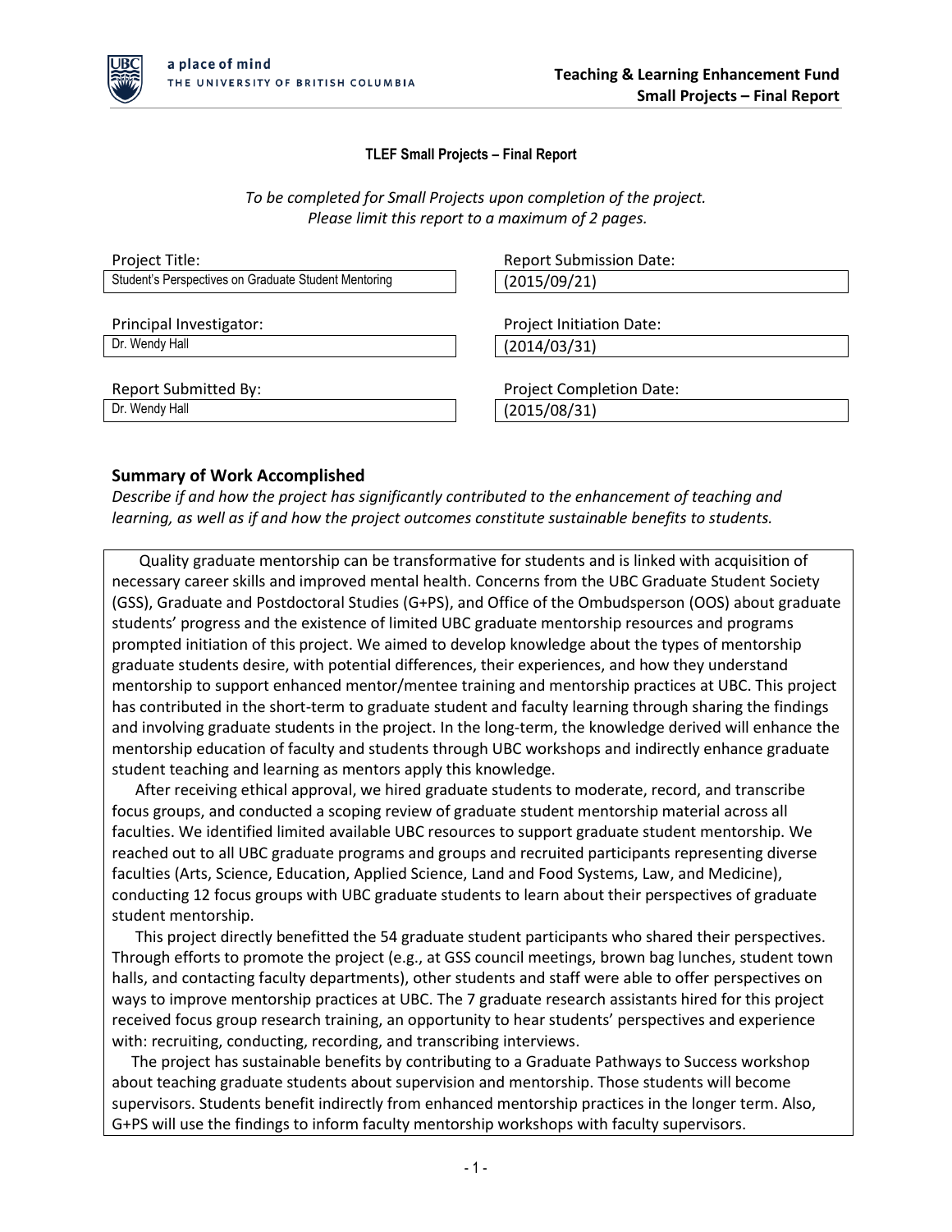**TLEF Small Projects – Final Report**

*To be completed for Small Projects upon completion of the project.*
*Please limit this report to a maximum of 2 pages.*

| | |
|---|---|
| Project Title: | Report Submission Date: |
| Student's Perspectives on Graduate Student Mentoring | (2015/09/21) |
| Principal Investigator: | Project Initiation Date: |
| Dr. Wendy Hall | (2014/03/31) |
| Report Submitted By: | Project Completion Date: |
| Dr. Wendy Hall | (2015/08/31) |

## Summary of Work Accomplished

*Describe if and how the project has significantly contributed to the enhancement of teaching and learning, as well as if and how the project outcomes constitute sustainable benefits to students.*

Quality graduate mentorship can be transformative for students and is linked with acquisition of necessary career skills and improved mental health. Concerns from the UBC Graduate Student Society (GSS), Graduate and Postdoctoral Studies (G+PS), and Office of the Ombudsperson (OOS) about graduate students' progress and the existence of limited UBC graduate mentorship resources and programs prompted initiation of this project. We aimed to develop knowledge about the types of mentorship graduate students desire, with potential differences, their experiences, and how they understand mentorship to support enhanced mentor/mentee training and mentorship practices at UBC. This project has contributed in the short-term to graduate student and faculty learning through sharing the findings and involving graduate students in the project. In the long-term, the knowledge derived will enhance the mentorship education of faculty and students through UBC workshops and indirectly enhance graduate student teaching and learning as mentors apply this knowledge.

After receiving ethical approval, we hired graduate students to moderate, record, and transcribe focus groups, and conducted a scoping review of graduate student mentorship material across all faculties. We identified limited available UBC resources to support graduate student mentorship. We reached out to all UBC graduate programs and groups and recruited participants representing diverse faculties (Arts, Science, Education, Applied Science, Land and Food Systems, Law, and Medicine), conducting 12 focus groups with UBC graduate students to learn about their perspectives of graduate student mentorship.

This project directly benefitted the 54 graduate student participants who shared their perspectives. Through efforts to promote the project (e.g., at GSS council meetings, brown bag lunches, student town halls, and contacting faculty departments), other students and staff were able to offer perspectives on ways to improve mentorship practices at UBC. The 7 graduate research assistants hired for this project received focus group research training, an opportunity to hear students' perspectives and experience with: recruiting, conducting, recording, and transcribing interviews.

The project has sustainable benefits by contributing to a Graduate Pathways to Success workshop about teaching graduate students about supervision and mentorship. Those students will become supervisors. Students benefit indirectly from enhanced mentorship practices in the longer term. Also, G+PS will use the findings to inform faculty mentorship workshops with faculty supervisors.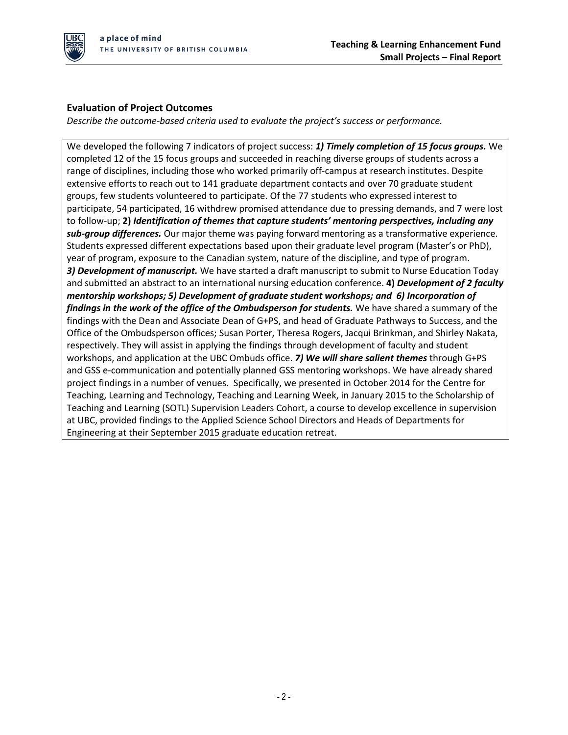## Evaluation of Project Outcomes

*Describe the outcome-based criteria used to evaluate the project's success or performance.*

We developed the following 7 indicators of project success: ***1) Timely completion of 15 focus groups.*** We completed 12 of the 15 focus groups and succeeded in reaching diverse groups of students across a range of disciplines, including those who worked primarily off-campus at research institutes. Despite extensive efforts to reach out to 141 graduate department contacts and over 70 graduate student groups, few students volunteered to participate. Of the 77 students who expressed interest to participate, 54 participated, 16 withdrew promised attendance due to pressing demands, and 7 were lost to follow-up; **2)** ***Identification of themes that capture students' mentoring perspectives, including any sub-group differences.*** Our major theme was paying forward mentoring as a transformative experience. Students expressed different expectations based upon their graduate level program (Master's or PhD), year of program, exposure to the Canadian system, nature of the discipline, and type of program. ***3) Development of manuscript.*** We have started a draft manuscript to submit to Nurse Education Today and submitted an abstract to an international nursing education conference. **4)** ***Development of 2 faculty mentorship workshops; 5) Development of graduate student workshops; and 6) Incorporation of findings in the work of the office of the Ombudsperson for students.*** We have shared a summary of the findings with the Dean and Associate Dean of G+PS, and head of Graduate Pathways to Success, and the Office of the Ombudsperson offices; Susan Porter, Theresa Rogers, Jacqui Brinkman, and Shirley Nakata, respectively. They will assist in applying the findings through development of faculty and student workshops, and application at the UBC Ombuds office. ***7) We will share salient themes*** through G+PS and GSS e-communication and potentially planned GSS mentoring workshops. We have already shared project findings in a number of venues. Specifically, we presented in October 2014 for the Centre for Teaching, Learning and Technology, Teaching and Learning Week, in January 2015 to the Scholarship of Teaching and Learning (SOTL) Supervision Leaders Cohort, a course to develop excellence in supervision at UBC, provided findings to the Applied Science School Directors and Heads of Departments for Engineering at their September 2015 graduate education retreat.